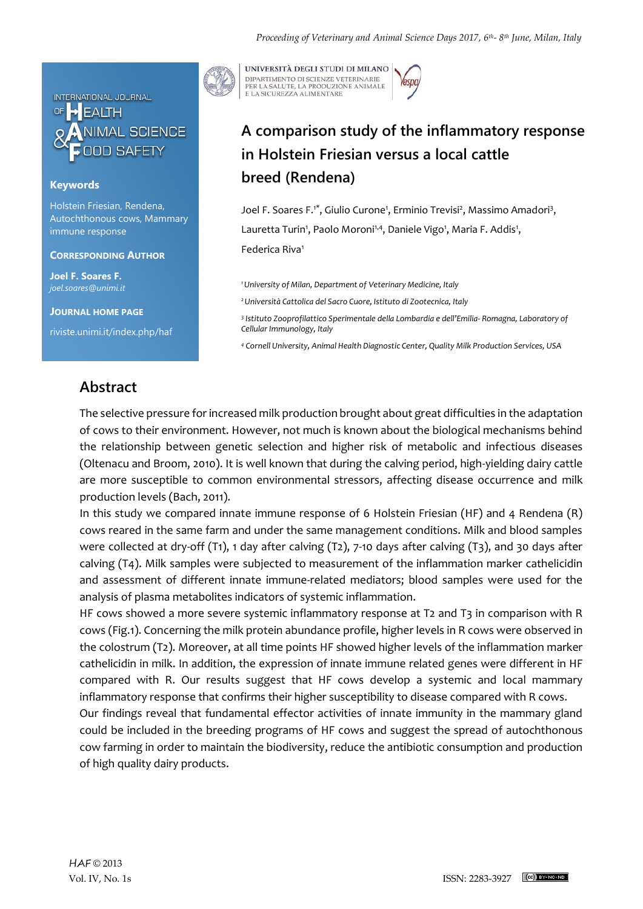# A comparison study of the inflammatory response in Holstein Friesian versus a local cattle breed (Rendena)

Joel F. Soares F.[1*], Giulio Curone[1], Erminio Trevisi[2], Massimo Amadori[3], Lauretta Turin[1], Paolo Moroni[1,4], Daniele Vigo[1], Maria F. Addis[1], Federica Riva[1]

[1] *University of Milan, Department of Veterinary Medicine, Italy*

[2] *Università Cattolica del Sacro Cuore, Istituto di Zootecnica, Italy*

[3] *Istituto Zooprofilattico Sperimentale della Lombardia e dell'Emilia- Romagna, Laboratory of Cellular Immunology, Italy*

[4] *Cornell University, Animal Health Diagnostic Center, Quality Milk Production Services, USA*

**Keywords**

Holstein Friesian, Rendena, Autochthonous cows, Mammary immune response

**Corresponding Author**

**Joel F. Soares F.**
*joel.soares@unimi.it*

**Journal Home Page**

riviste.unimi.it/index.php/haf

## Abstract

The selective pressure for increased milk production brought about great difficulties in the adaptation of cows to their environment. However, not much is known about the biological mechanisms behind the relationship between genetic selection and higher risk of metabolic and infectious diseases (Oltenacu and Broom, 2010). It is well known that during the calving period, high-yielding dairy cattle are more susceptible to common environmental stressors, affecting disease occurrence and milk production levels (Bach, 2011).

In this study we compared innate immune response of 6 Holstein Friesian (HF) and 4 Rendena (R) cows reared in the same farm and under the same management conditions. Milk and blood samples were collected at dry-off (T1), 1 day after calving (T2), 7-10 days after calving (T3), and 30 days after calving (T4). Milk samples were subjected to measurement of the inflammation marker cathelicidin and assessment of different innate immune-related mediators; blood samples were used for the analysis of plasma metabolites indicators of systemic inflammation.

HF cows showed a more severe systemic inflammatory response at T2 and T3 in comparison with R cows (Fig.1). Concerning the milk protein abundance profile, higher levels in R cows were observed in the colostrum (T2). Moreover, at all time points HF showed higher levels of the inflammation marker cathelicidin in milk. In addition, the expression of innate immune related genes were different in HF compared with R. Our results suggest that HF cows develop a systemic and local mammary inflammatory response that confirms their higher susceptibility to disease compared with R cows.

Our findings reveal that fundamental effector activities of innate immunity in the mammary gland could be included in the breeding programs of HF cows and suggest the spread of autochthonous cow farming in order to maintain the biodiversity, reduce the antibiotic consumption and production of high quality dairy products.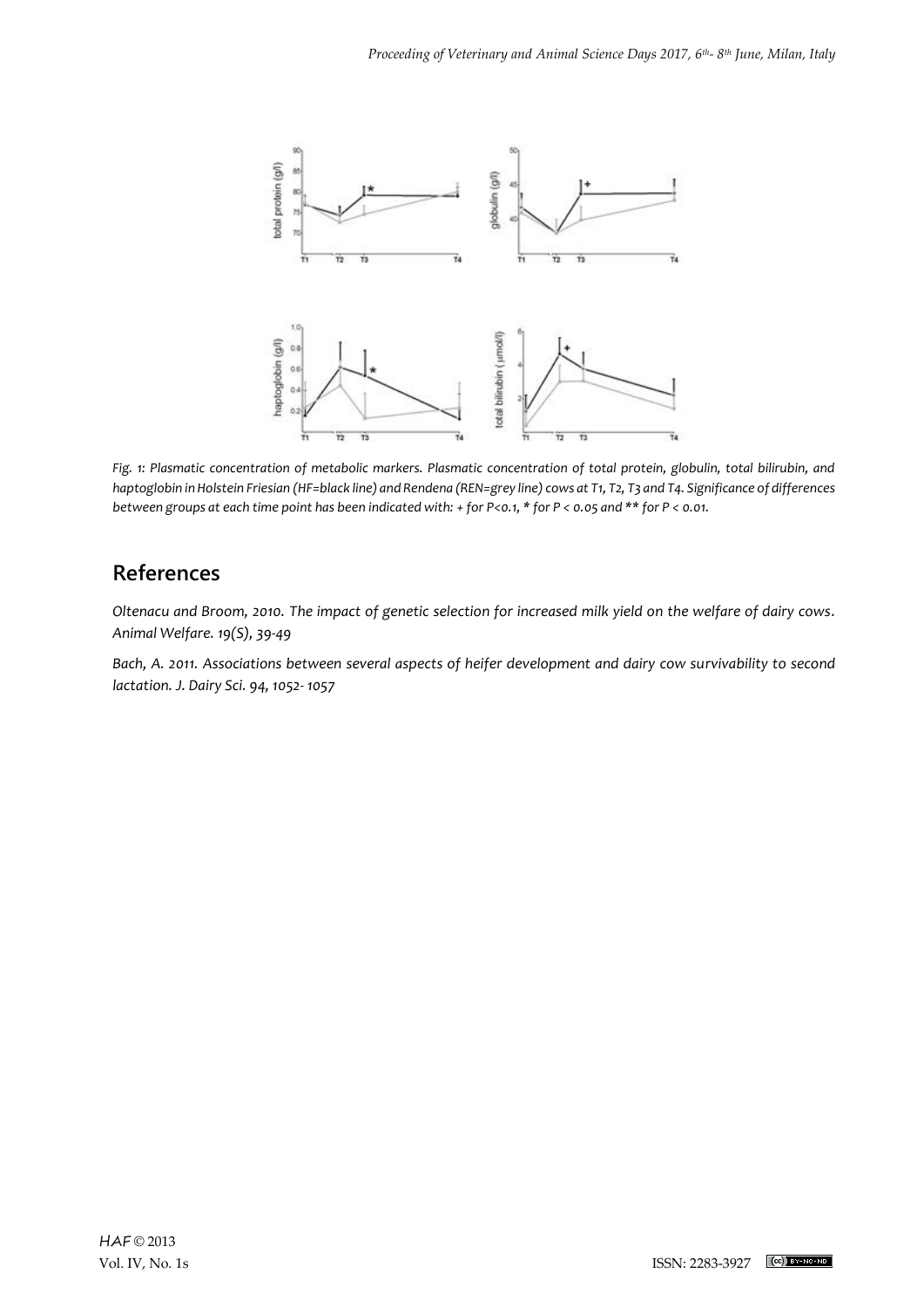total protein (g/l)

90
85
80
75
70

T1 T2 T3 T4

\*

globulin (g/l)

50
45
40

T1 T2 T3 T4

+

haptoglobin (g/l)

1.0
0.8
0.6
0.4
0.2

T1 T2 T3 T4

\*

total bilirubin (μmol/l)

6
4
2

T1 T2 T3 T4

+

*Fig. 1: Plasmatic concentration of metabolic markers. Plasmatic concentration of total protein, globulin, total bilirubin, and haptoglobin in Holstein Friesian (HF=black line) and Rendena (REN=grey line) cows at T1, T2, T3 and T4. Significance of differences between groups at each time point has been indicated with: + for P<0.1, * for P < 0.05 and ** for P < 0.01.*

## References

*Oltenacu and Broom, 2010. The impact of genetic selection for increased milk yield on the welfare of dairy cows. Animal Welfare. 19(S), 39-49*

*Bach, A. 2011. Associations between several aspects of heifer development and dairy cow survivability to second lactation. J. Dairy Sci. 94, 1052- 1057*